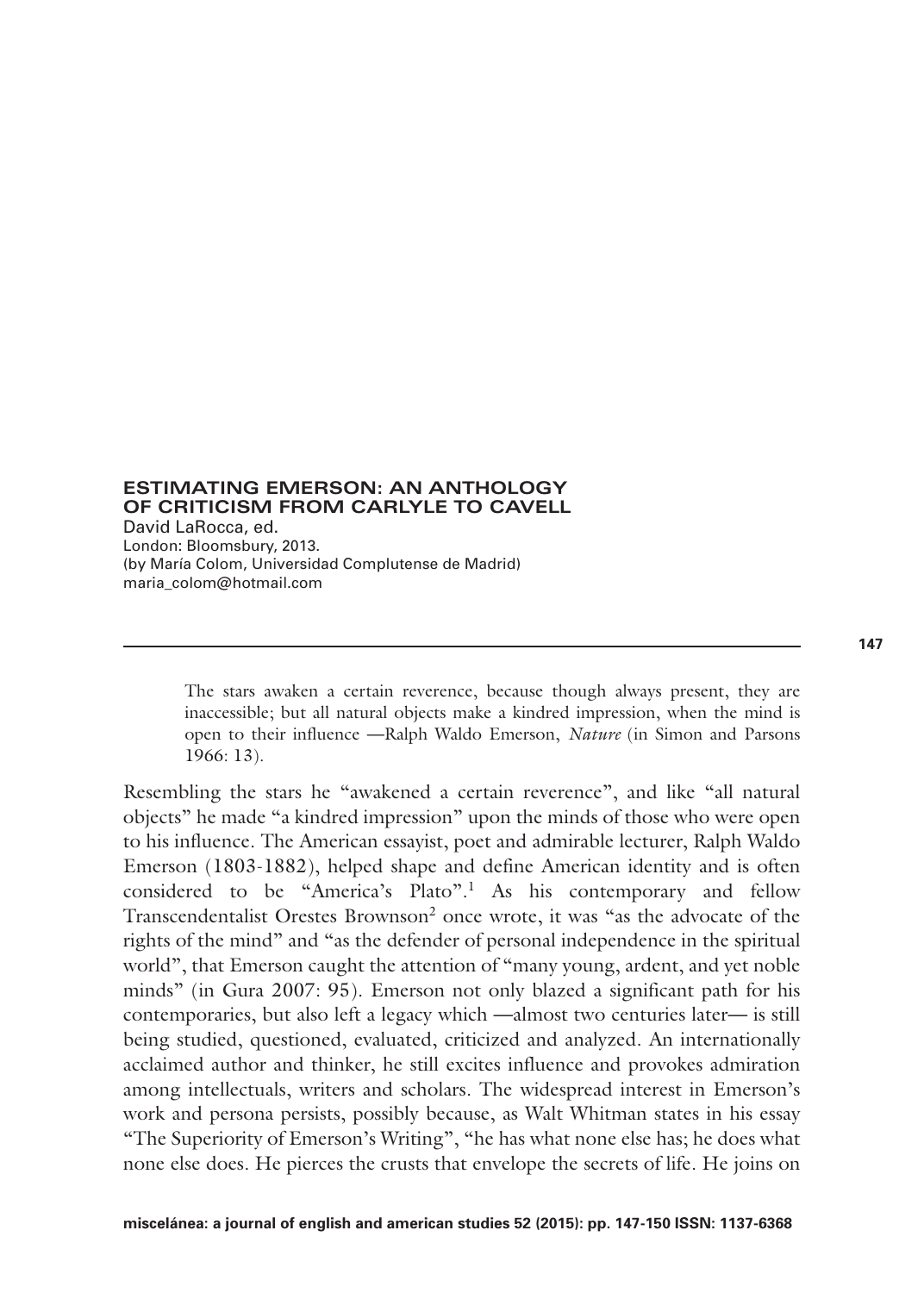## ESTIMATING EMERSON: AN ANTHOLOGY OF CRITICISM FROM CARLYLE TO CAVELL

David LaRocca, ed.
London: Bloomsbury, 2013.
(by María Colom, Universidad Complutense de Madrid)
maria_colom@hotmail.com

> The stars awaken a certain reverence, because though always present, they are inaccessible; but all natural objects make a kindred impression, when the mind is open to their influence —Ralph Waldo Emerson, *Nature* (in Simon and Parsons 1966: 13).

Resembling the stars he "awakened a certain reverence", and like "all natural objects" he made "a kindred impression" upon the minds of those who were open to his influence. The American essayist, poet and admirable lecturer, Ralph Waldo Emerson (1803-1882), helped shape and define American identity and is often considered to be "America's Plato".[1] As his contemporary and fellow Transcendentalist Orestes Brownson[2] once wrote, it was "as the advocate of the rights of the mind" and "as the defender of personal independence in the spiritual world", that Emerson caught the attention of "many young, ardent, and yet noble minds" (in Gura 2007: 95). Emerson not only blazed a significant path for his contemporaries, but also left a legacy which —almost two centuries later— is still being studied, questioned, evaluated, criticized and analyzed. An internationally acclaimed author and thinker, he still excites influence and provokes admiration among intellectuals, writers and scholars. The widespread interest in Emerson's work and persona persists, possibly because, as Walt Whitman states in his essay "The Superiority of Emerson's Writing", "he has what none else has; he does what none else does. He pierces the crusts that envelope the secrets of life. He joins on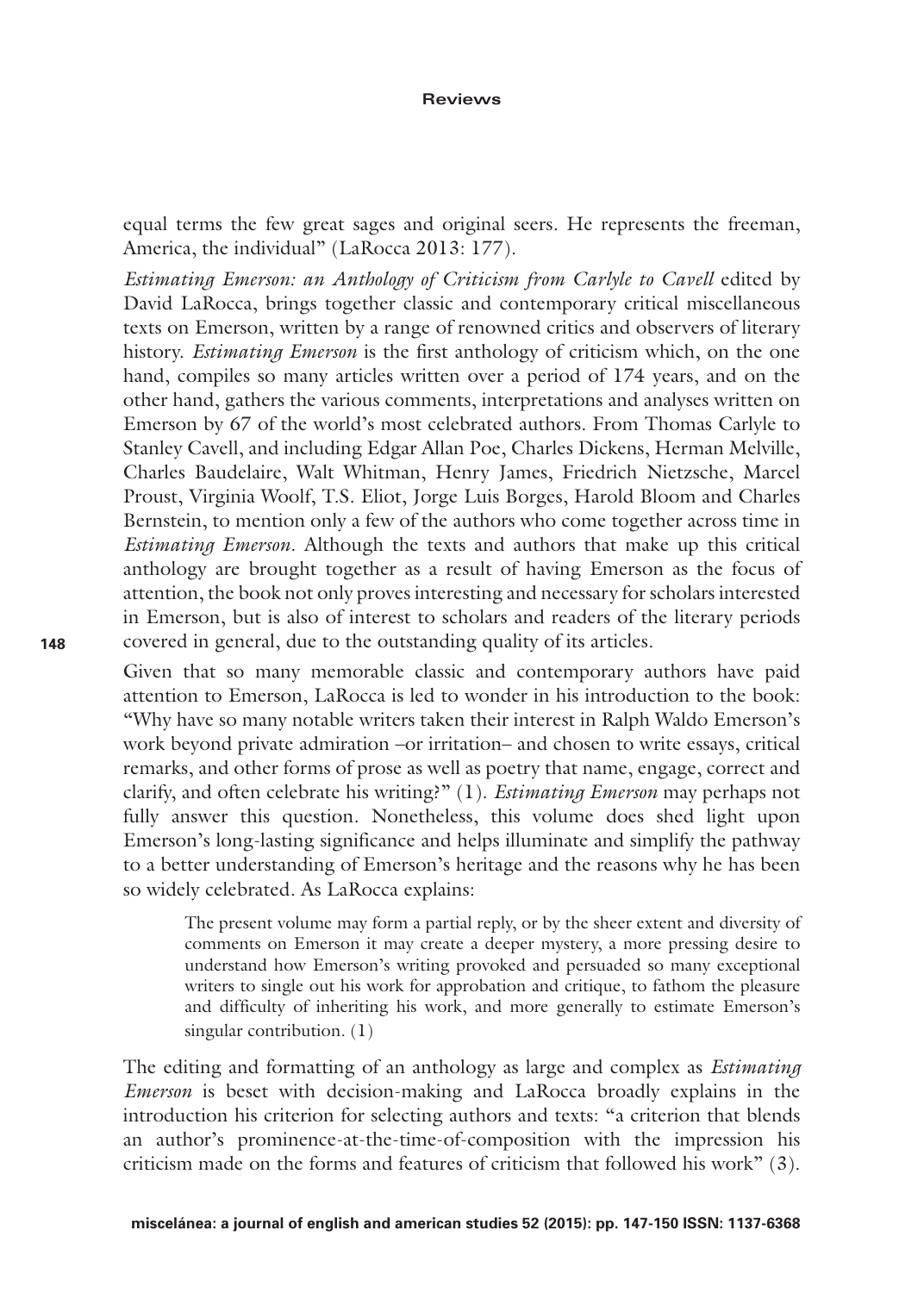equal terms the few great sages and original seers. He represents the freeman, America, the individual" (LaRocca 2013: 177).

*Estimating Emerson: an Anthology of Criticism from Carlyle to Cavell* edited by David LaRocca, brings together classic and contemporary critical miscellaneous texts on Emerson, written by a range of renowned critics and observers of literary history. *Estimating Emerson* is the first anthology of criticism which, on the one hand, compiles so many articles written over a period of 174 years, and on the other hand, gathers the various comments, interpretations and analyses written on Emerson by 67 of the world's most celebrated authors. From Thomas Carlyle to Stanley Cavell, and including Edgar Allan Poe, Charles Dickens, Herman Melville, Charles Baudelaire, Walt Whitman, Henry James, Friedrich Nietzsche, Marcel Proust, Virginia Woolf, T.S. Eliot, Jorge Luis Borges, Harold Bloom and Charles Bernstein, to mention only a few of the authors who come together across time in *Estimating Emerson*. Although the texts and authors that make up this critical anthology are brought together as a result of having Emerson as the focus of attention, the book not only proves interesting and necessary for scholars interested in Emerson, but is also of interest to scholars and readers of the literary periods covered in general, due to the outstanding quality of its articles.

Given that so many memorable classic and contemporary authors have paid attention to Emerson, LaRocca is led to wonder in his introduction to the book: "Why have so many notable writers taken their interest in Ralph Waldo Emerson's work beyond private admiration –or irritation– and chosen to write essays, critical remarks, and other forms of prose as well as poetry that name, engage, correct and clarify, and often celebrate his writing?" (1). *Estimating Emerson* may perhaps not fully answer this question. Nonetheless, this volume does shed light upon Emerson's long-lasting significance and helps illuminate and simplify the pathway to a better understanding of Emerson's heritage and the reasons why he has been so widely celebrated. As LaRocca explains:

> The present volume may form a partial reply, or by the sheer extent and diversity of comments on Emerson it may create a deeper mystery, a more pressing desire to understand how Emerson's writing provoked and persuaded so many exceptional writers to single out his work for approbation and critique, to fathom the pleasure and difficulty of inheriting his work, and more generally to estimate Emerson's singular contribution. (1)

The editing and formatting of an anthology as large and complex as *Estimating Emerson* is beset with decision-making and LaRocca broadly explains in the introduction his criterion for selecting authors and texts: "a criterion that blends an author's prominence-at-the-time-of-composition with the impression his criticism made on the forms and features of criticism that followed his work" (3).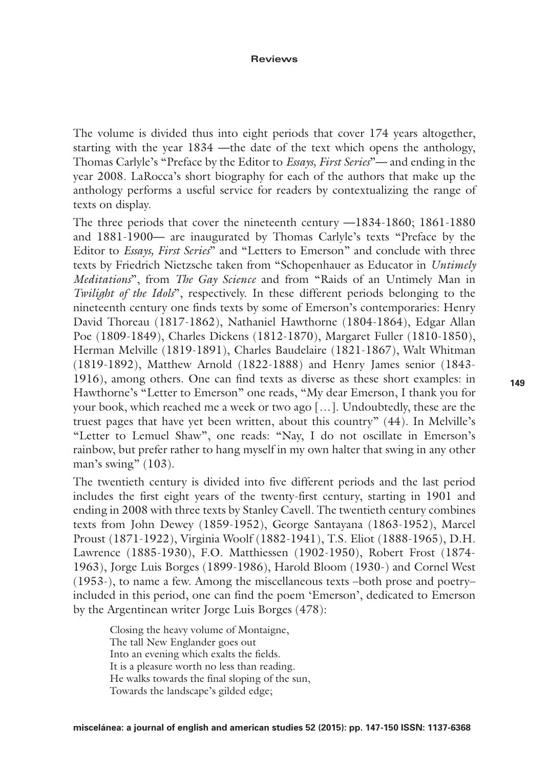The volume is divided thus into eight periods that cover 174 years altogether, starting with the year 1834 —the date of the text which opens the anthology, Thomas Carlyle's "Preface by the Editor to *Essays, First Series*"— and ending in the year 2008. LaRocca's short biography for each of the authors that make up the anthology performs a useful service for readers by contextualizing the range of texts on display.

The three periods that cover the nineteenth century —1834-1860; 1861-1880 and 1881-1900— are inaugurated by Thomas Carlyle's texts "Preface by the Editor to *Essays, First Series*" and "Letters to Emerson" and conclude with three texts by Friedrich Nietzsche taken from "Schopenhauer as Educator in *Untimely Meditations*", from *The Gay Science* and from "Raids of an Untimely Man in *Twilight of the Idols*", respectively. In these different periods belonging to the nineteenth century one finds texts by some of Emerson's contemporaries: Henry David Thoreau (1817-1862), Nathaniel Hawthorne (1804-1864), Edgar Allan Poe (1809-1849), Charles Dickens (1812-1870), Margaret Fuller (1810-1850), Herman Melville (1819-1891), Charles Baudelaire (1821-1867), Walt Whitman (1819-1892), Matthew Arnold (1822-1888) and Henry James senior (1843-1916), among others. One can find texts as diverse as these short examples: in Hawthorne's "Letter to Emerson" one reads, "My dear Emerson, I thank you for your book, which reached me a week or two ago […]. Undoubtedly, these are the truest pages that have yet been written, about this country" (44). In Melville's "Letter to Lemuel Shaw", one reads: "Nay, I do not oscillate in Emerson's rainbow, but prefer rather to hang myself in my own halter that swing in any other man's swing" (103).

The twentieth century is divided into five different periods and the last period includes the first eight years of the twenty-first century, starting in 1901 and ending in 2008 with three texts by Stanley Cavell. The twentieth century combines texts from John Dewey (1859-1952), George Santayana (1863-1952), Marcel Proust (1871-1922), Virginia Woolf (1882-1941), T.S. Eliot (1888-1965), D.H. Lawrence (1885-1930), F.O. Matthiessen (1902-1950), Robert Frost (1874-1963), Jorge Luis Borges (1899-1986), Harold Bloom (1930-) and Cornel West (1953-), to name a few. Among the miscellaneous texts –both prose and poetry– included in this period, one can find the poem 'Emerson', dedicated to Emerson by the Argentinean writer Jorge Luis Borges (478):

> Closing the heavy volume of Montaigne,
> The tall New Englander goes out
> Into an evening which exalts the fields.
> It is a pleasure worth no less than reading.
> He walks towards the final sloping of the sun,
> Towards the landscape's gilded edge;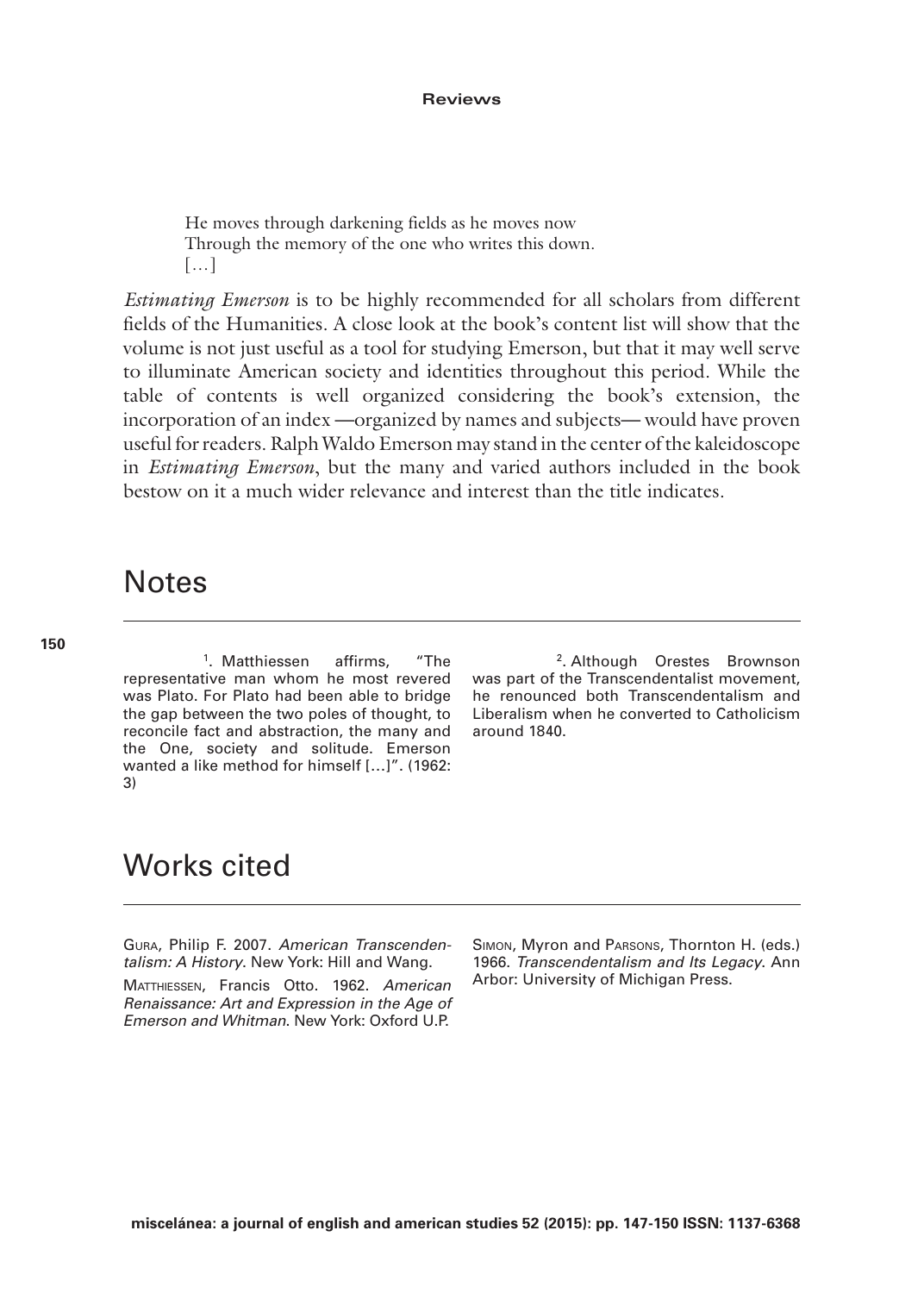He moves through darkening fields as he moves now
Through the memory of the one who writes this down.
[…]

*Estimating Emerson* is to be highly recommended for all scholars from different fields of the Humanities. A close look at the book's content list will show that the volume is not just useful as a tool for studying Emerson, but that it may well serve to illuminate American society and identities throughout this period. While the table of contents is well organized considering the book's extension, the incorporation of an index —organized by names and subjects— would have proven useful for readers. Ralph Waldo Emerson may stand in the center of the kaleidoscope in *Estimating Emerson*, but the many and varied authors included in the book bestow on it a much wider relevance and interest than the title indicates.

# Notes

[1]. Matthiessen affirms, "The representative man whom he most revered was Plato. For Plato had been able to bridge the gap between the two poles of thought, to reconcile fact and abstraction, the many and the One, society and solitude. Emerson wanted a like method for himself […]". (1962: 3)

[2]. Although Orestes Brownson was part of the Transcendentalist movement, he renounced both Transcendentalism and Liberalism when he converted to Catholicism around 1840.

# Works cited

Gura, Philip F. 2007. *American Transcendentalism: A History*. New York: Hill and Wang.

Matthiessen, Francis Otto. 1962. *American Renaissance: Art and Expression in the Age of Emerson and Whitman*. New York: Oxford U.P.

Simon, Myron and Parsons, Thornton H. (eds.) 1966. *Transcendentalism and Its Legacy*. Ann Arbor: University of Michigan Press.